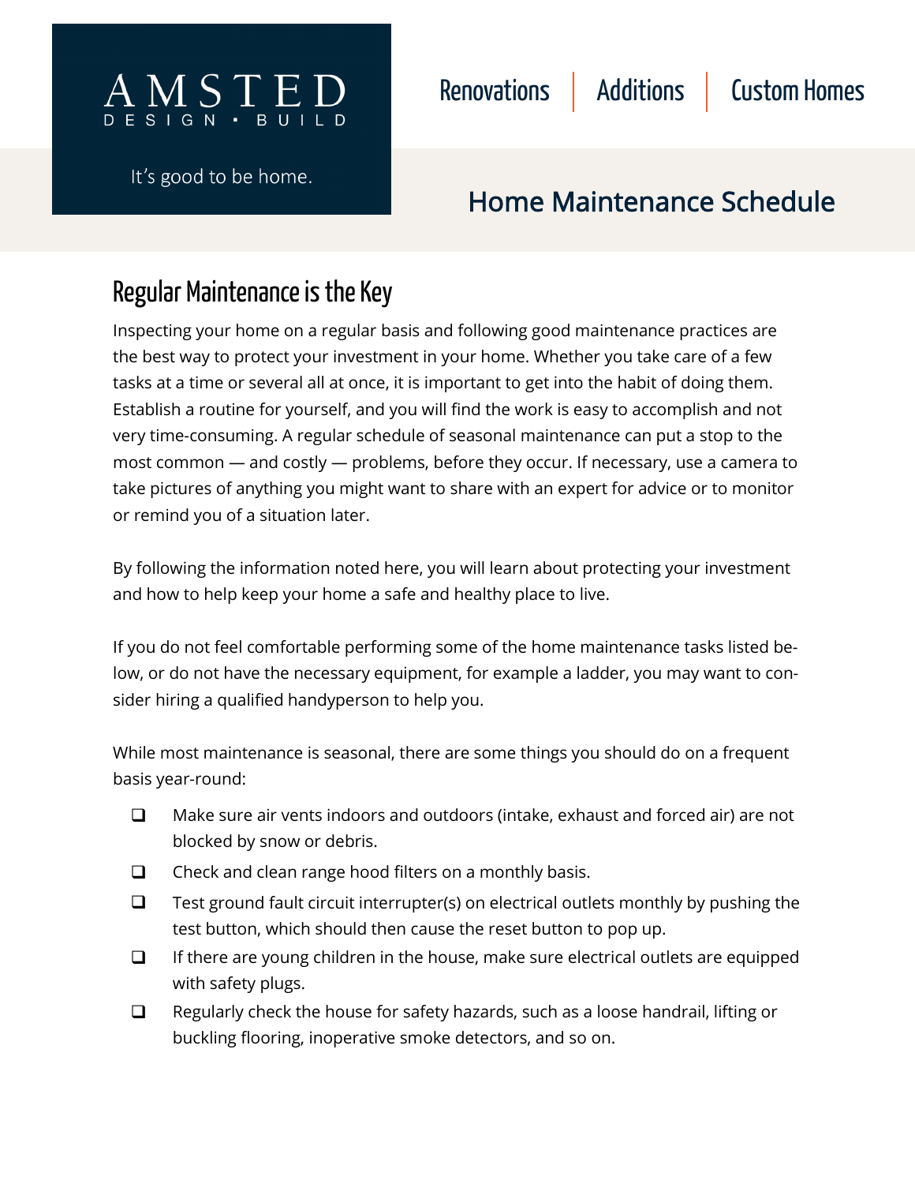AMSTED
DESIGN • BUILD

It's good to be home.

Renovations | Additions | Custom Homes

# Home Maintenance Schedule

## Regular Maintenance is the Key

Inspecting your home on a regular basis and following good maintenance practices are the best way to protect your investment in your home. Whether you take care of a few tasks at a time or several all at once, it is important to get into the habit of doing them. Establish a routine for yourself, and you will find the work is easy to accomplish and not very time-consuming. A regular schedule of seasonal maintenance can put a stop to the most common — and costly — problems, before they occur. If necessary, use a camera to take pictures of anything you might want to share with an expert for advice or to monitor or remind you of a situation later.

By following the information noted here, you will learn about protecting your investment and how to help keep your home a safe and healthy place to live.

If you do not feel comfortable performing some of the home maintenance tasks listed below, or do not have the necessary equipment, for example a ladder, you may want to consider hiring a qualified handyperson to help you.

While most maintenance is seasonal, there are some things you should do on a frequent basis year-round:

- ❑ Make sure air vents indoors and outdoors (intake, exhaust and forced air) are not blocked by snow or debris.
- ❑ Check and clean range hood filters on a monthly basis.
- ❑ Test ground fault circuit interrupter(s) on electrical outlets monthly by pushing the test button, which should then cause the reset button to pop up.
- ❑ If there are young children in the house, make sure electrical outlets are equipped with safety plugs.
- ❑ Regularly check the house for safety hazards, such as a loose handrail, lifting or buckling flooring, inoperative smoke detectors, and so on.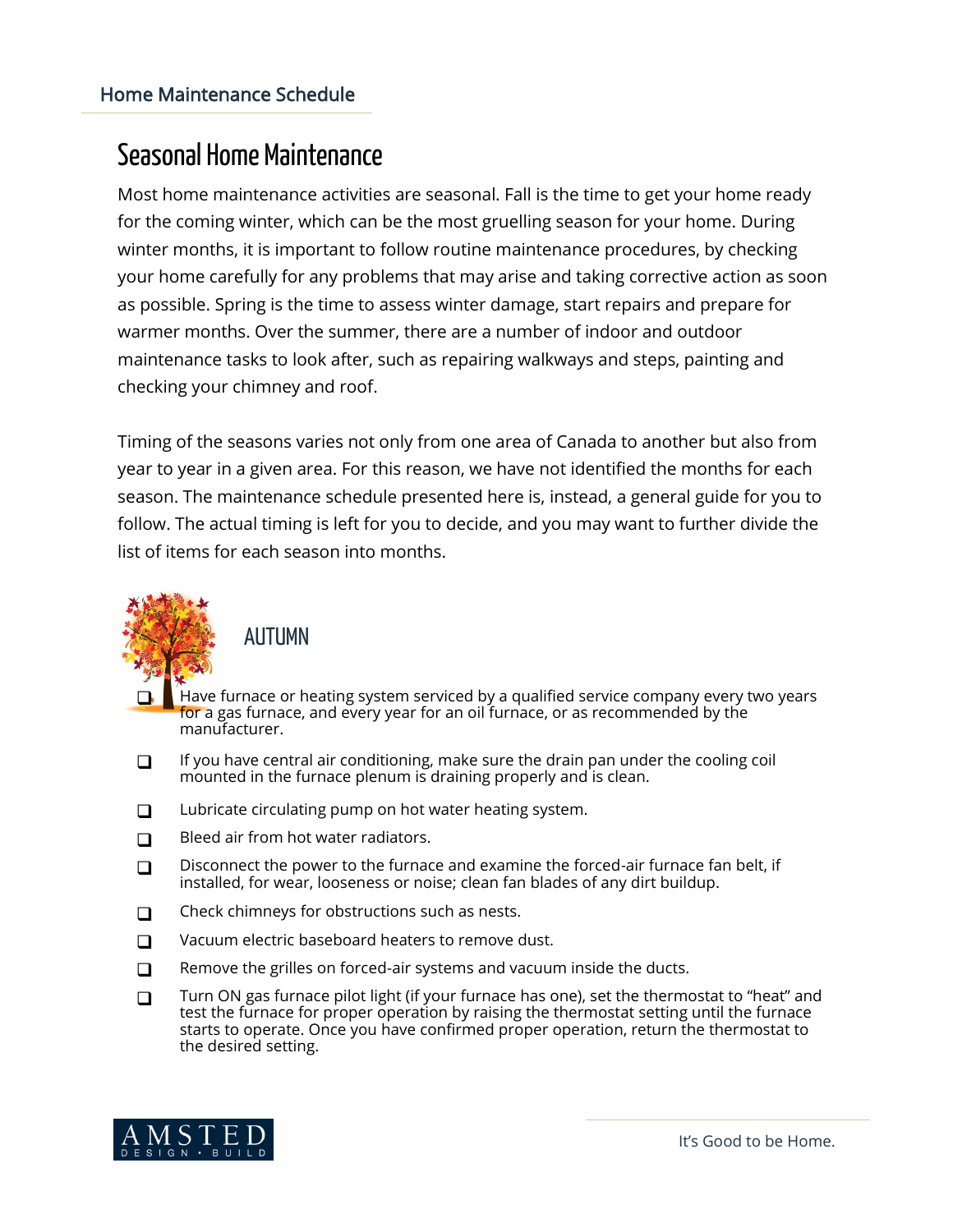## Seasonal Home Maintenance

Most home maintenance activities are seasonal. Fall is the time to get your home ready for the coming winter, which can be the most gruelling season for your home. During winter months, it is important to follow routine maintenance procedures, by checking your home carefully for any problems that may arise and taking corrective action as soon as possible. Spring is the time to assess winter damage, start repairs and prepare for warmer months. Over the summer, there are a number of indoor and outdoor maintenance tasks to look after, such as repairing walkways and steps, painting and checking your chimney and roof.

Timing of the seasons varies not only from one area of Canada to another but also from year to year in a given area. For this reason, we have not identified the months for each season. The maintenance schedule presented here is, instead, a general guide for you to follow. The actual timing is left for you to decide, and you may want to further divide the list of items for each season into months.

### AUTUMN

- ❑ Have furnace or heating system serviced by a qualified service company every two years for a gas furnace, and every year for an oil furnace, or as recommended by the manufacturer.
- ❑ If you have central air conditioning, make sure the drain pan under the cooling coil mounted in the furnace plenum is draining properly and is clean.
- ❑ Lubricate circulating pump on hot water heating system.
- ❑ Bleed air from hot water radiators.
- ❑ Disconnect the power to the furnace and examine the forced-air furnace fan belt, if installed, for wear, looseness or noise; clean fan blades of any dirt buildup.
- ❑ Check chimneys for obstructions such as nests.
- ❑ Vacuum electric baseboard heaters to remove dust.
- ❑ Remove the grilles on forced-air systems and vacuum inside the ducts.
- ❑ Turn ON gas furnace pilot light (if your furnace has one), set the thermostat to "heat" and test the furnace for proper operation by raising the thermostat setting until the furnace starts to operate. Once you have confirmed proper operation, return the thermostat to the desired setting.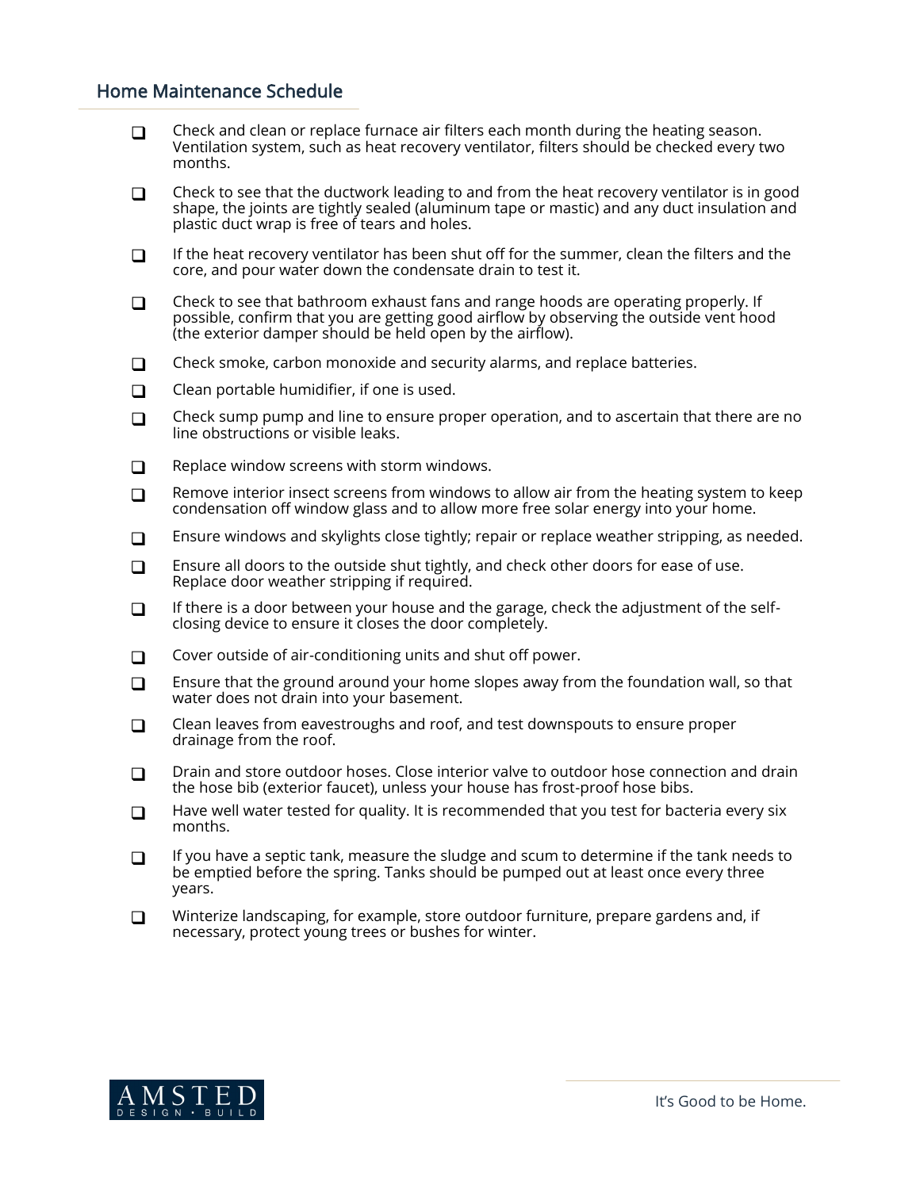## Home Maintenance Schedule

- [ ] Check and clean or replace furnace air filters each month during the heating season. Ventilation system, such as heat recovery ventilator, filters should be checked every two months.
- [ ] Check to see that the ductwork leading to and from the heat recovery ventilator is in good shape, the joints are tightly sealed (aluminum tape or mastic) and any duct insulation and plastic duct wrap is free of tears and holes.
- [ ] If the heat recovery ventilator has been shut off for the summer, clean the filters and the core, and pour water down the condensate drain to test it.
- [ ] Check to see that bathroom exhaust fans and range hoods are operating properly. If possible, confirm that you are getting good airflow by observing the outside vent hood (the exterior damper should be held open by the airflow).
- [ ] Check smoke, carbon monoxide and security alarms, and replace batteries.
- [ ] Clean portable humidifier, if one is used.
- [ ] Check sump pump and line to ensure proper operation, and to ascertain that there are no line obstructions or visible leaks.
- [ ] Replace window screens with storm windows.
- [ ] Remove interior insect screens from windows to allow air from the heating system to keep condensation off window glass and to allow more free solar energy into your home.
- [ ] Ensure windows and skylights close tightly; repair or replace weather stripping, as needed.
- [ ] Ensure all doors to the outside shut tightly, and check other doors for ease of use. Replace door weather stripping if required.
- [ ] If there is a door between your house and the garage, check the adjustment of the self-closing device to ensure it closes the door completely.
- [ ] Cover outside of air-conditioning units and shut off power.
- [ ] Ensure that the ground around your home slopes away from the foundation wall, so that water does not drain into your basement.
- [ ] Clean leaves from eavestroughs and roof, and test downspouts to ensure proper drainage from the roof.
- [ ] Drain and store outdoor hoses. Close interior valve to outdoor hose connection and drain the hose bib (exterior faucet), unless your house has frost-proof hose bibs.
- [ ] Have well water tested for quality. It is recommended that you test for bacteria every six months.
- [ ] If you have a septic tank, measure the sludge and scum to determine if the tank needs to be emptied before the spring. Tanks should be pumped out at least once every three years.
- [ ] Winterize landscaping, for example, store outdoor furniture, prepare gardens and, if necessary, protect young trees or bushes for winter.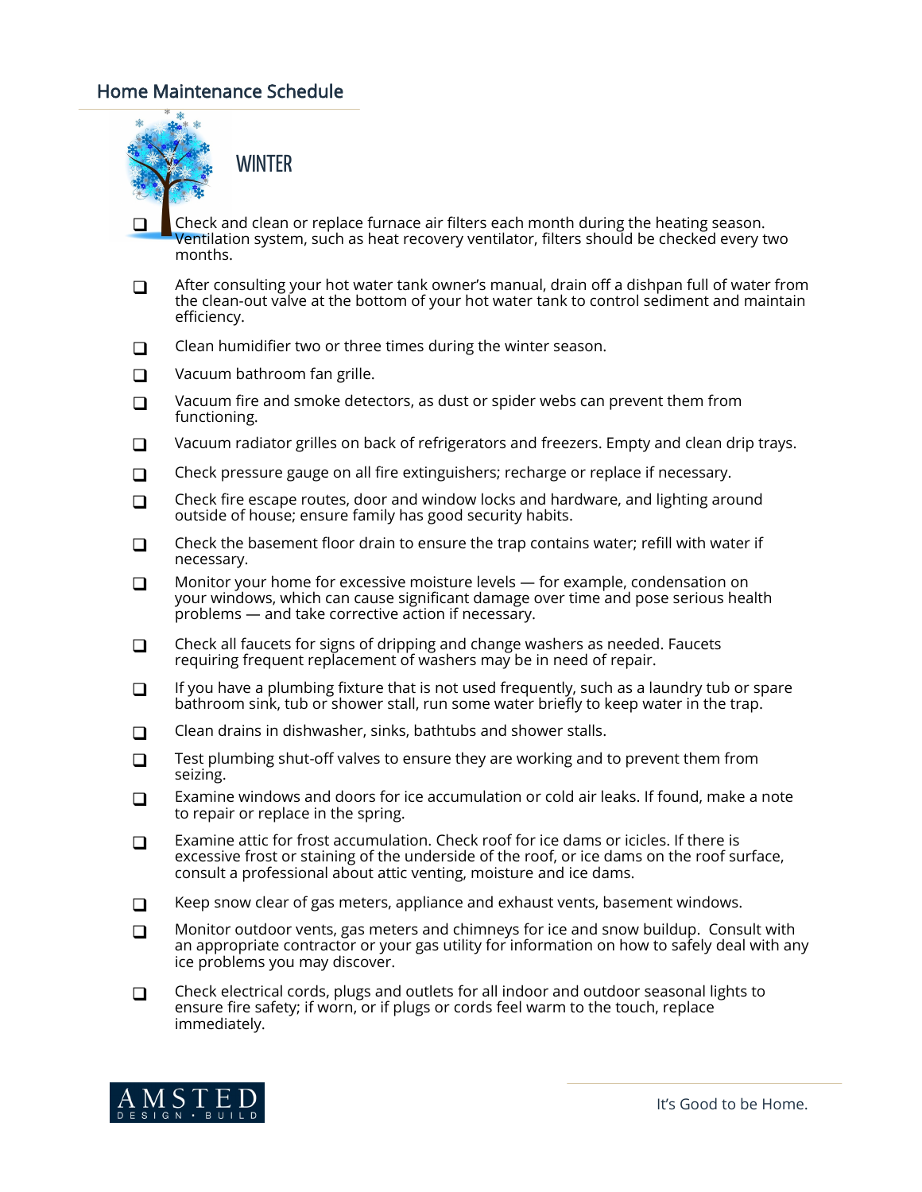# Home Maintenance Schedule

## WINTER

- ❑ Check and clean or replace furnace air filters each month during the heating season. Ventilation system, such as heat recovery ventilator, filters should be checked every two months.
- ❑ After consulting your hot water tank owner's manual, drain off a dishpan full of water from the clean-out valve at the bottom of your hot water tank to control sediment and maintain efficiency.
- ❑ Clean humidifier two or three times during the winter season.
- ❑ Vacuum bathroom fan grille.
- ❑ Vacuum fire and smoke detectors, as dust or spider webs can prevent them from functioning.
- ❑ Vacuum radiator grilles on back of refrigerators and freezers. Empty and clean drip trays.
- ❑ Check pressure gauge on all fire extinguishers; recharge or replace if necessary.
- ❑ Check fire escape routes, door and window locks and hardware, and lighting around outside of house; ensure family has good security habits.
- ❑ Check the basement floor drain to ensure the trap contains water; refill with water if necessary.
- ❑ Monitor your home for excessive moisture levels — for example, condensation on your windows, which can cause significant damage over time and pose serious health problems — and take corrective action if necessary.
- ❑ Check all faucets for signs of dripping and change washers as needed. Faucets requiring frequent replacement of washers may be in need of repair.
- ❑ If you have a plumbing fixture that is not used frequently, such as a laundry tub or spare bathroom sink, tub or shower stall, run some water briefly to keep water in the trap.
- ❑ Clean drains in dishwasher, sinks, bathtubs and shower stalls.
- ❑ Test plumbing shut-off valves to ensure they are working and to prevent them from seizing.
- ❑ Examine windows and doors for ice accumulation or cold air leaks. If found, make a note to repair or replace in the spring.
- ❑ Examine attic for frost accumulation. Check roof for ice dams or icicles. If there is excessive frost or staining of the underside of the roof, or ice dams on the roof surface, consult a professional about attic venting, moisture and ice dams.
- ❑ Keep snow clear of gas meters, appliance and exhaust vents, basement windows.
- ❑ Monitor outdoor vents, gas meters and chimneys for ice and snow buildup. Consult with an appropriate contractor or your gas utility for information on how to safely deal with any ice problems you may discover.
- ❑ Check electrical cords, plugs and outlets for all indoor and outdoor seasonal lights to ensure fire safety; if worn, or if plugs or cords feel warm to the touch, replace immediately.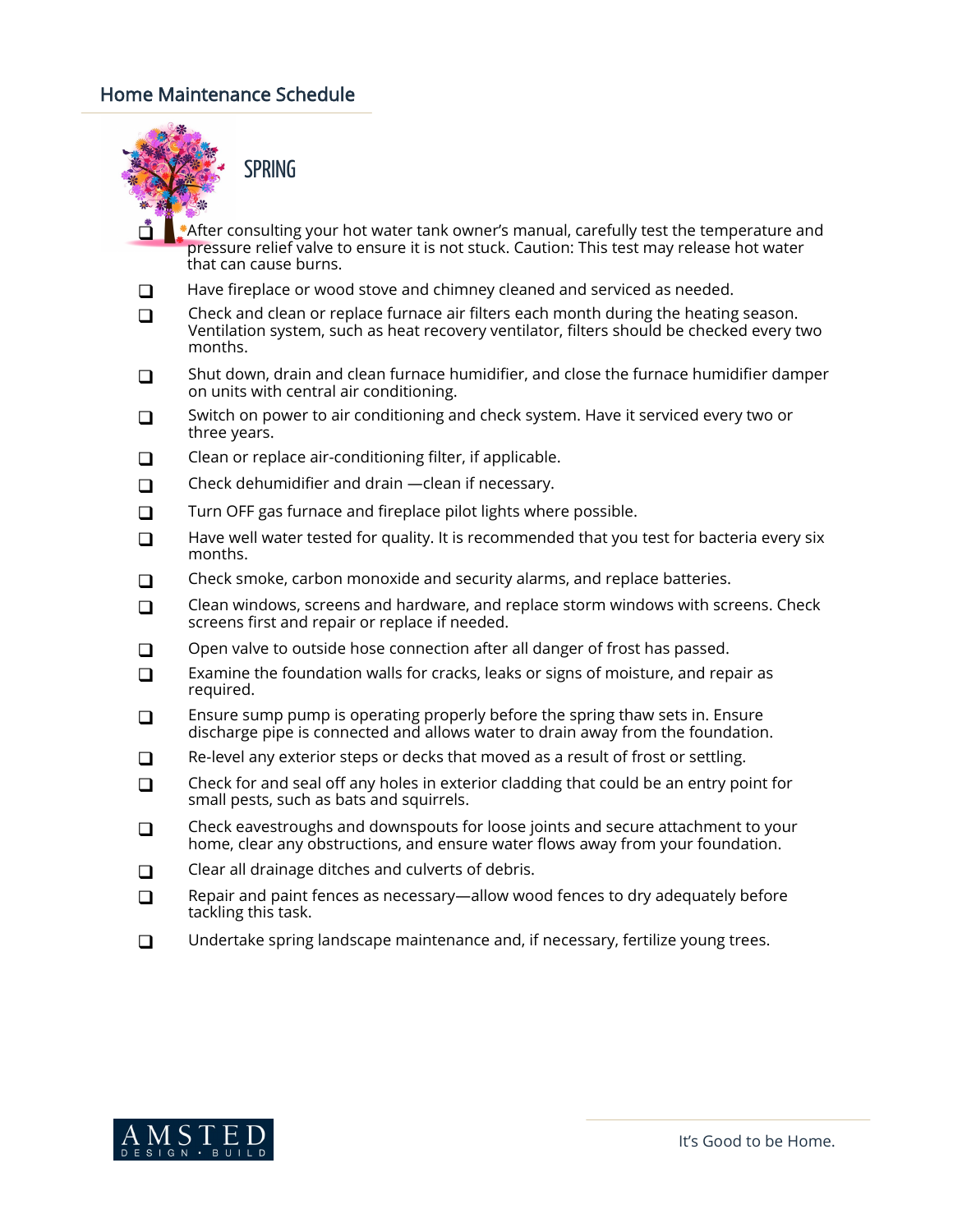## Home Maintenance Schedule

### SPRING

- ❑ After consulting your hot water tank owner's manual, carefully test the temperature and pressure relief valve to ensure it is not stuck. Caution: This test may release hot water that can cause burns.
- ❑ Have fireplace or wood stove and chimney cleaned and serviced as needed.
- ❑ Check and clean or replace furnace air filters each month during the heating season. Ventilation system, such as heat recovery ventilator, filters should be checked every two months.
- ❑ Shut down, drain and clean furnace humidifier, and close the furnace humidifier damper on units with central air conditioning.
- ❑ Switch on power to air conditioning and check system. Have it serviced every two or three years.
- ❑ Clean or replace air-conditioning filter, if applicable.
- ❑ Check dehumidifier and drain —clean if necessary.
- ❑ Turn OFF gas furnace and fireplace pilot lights where possible.
- ❑ Have well water tested for quality. It is recommended that you test for bacteria every six months.
- ❑ Check smoke, carbon monoxide and security alarms, and replace batteries.
- ❑ Clean windows, screens and hardware, and replace storm windows with screens. Check screens first and repair or replace if needed.
- ❑ Open valve to outside hose connection after all danger of frost has passed.
- ❑ Examine the foundation walls for cracks, leaks or signs of moisture, and repair as required.
- ❑ Ensure sump pump is operating properly before the spring thaw sets in. Ensure discharge pipe is connected and allows water to drain away from the foundation.
- ❑ Re-level any exterior steps or decks that moved as a result of frost or settling.
- ❑ Check for and seal off any holes in exterior cladding that could be an entry point for small pests, such as bats and squirrels.
- ❑ Check eavestroughs and downspouts for loose joints and secure attachment to your home, clear any obstructions, and ensure water flows away from your foundation.
- ❑ Clear all drainage ditches and culverts of debris.
- ❑ Repair and paint fences as necessary—allow wood fences to dry adequately before tackling this task.
- ❑ Undertake spring landscape maintenance and, if necessary, fertilize young trees.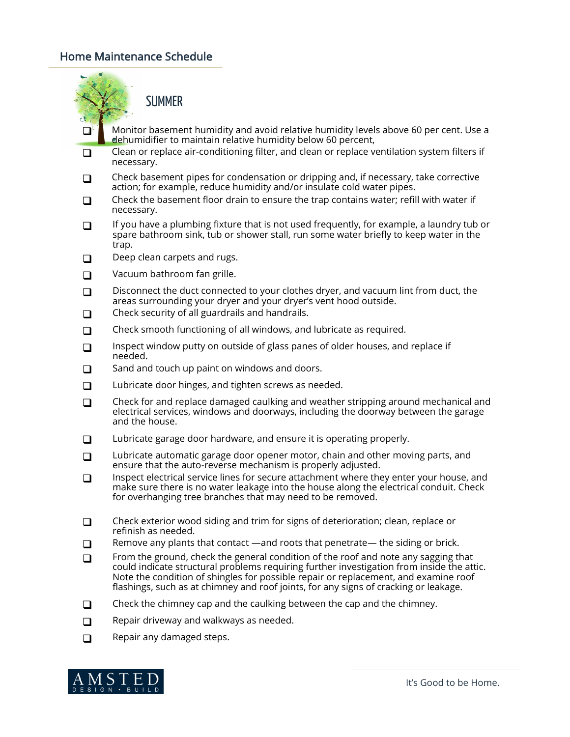## Home Maintenance Schedule

### SUMMER

- ❑ Monitor basement humidity and avoid relative humidity levels above 60 per cent. Use a dehumidifier to maintain relative humidity below 60 percent,
- ❑ Clean or replace air-conditioning filter, and clean or replace ventilation system filters if necessary.
- ❑ Check basement pipes for condensation or dripping and, if necessary, take corrective action; for example, reduce humidity and/or insulate cold water pipes.
- ❑ Check the basement floor drain to ensure the trap contains water; refill with water if necessary.
- ❑ If you have a plumbing fixture that is not used frequently, for example, a laundry tub or spare bathroom sink, tub or shower stall, run some water briefly to keep water in the trap.
- ❑ Deep clean carpets and rugs.
- ❑ Vacuum bathroom fan grille.
- ❑ Disconnect the duct connected to your clothes dryer, and vacuum lint from duct, the areas surrounding your dryer and your dryer's vent hood outside.
- ❑ Check security of all guardrails and handrails.
- ❑ Check smooth functioning of all windows, and lubricate as required.
- ❑ Inspect window putty on outside of glass panes of older houses, and replace if needed.
- ❑ Sand and touch up paint on windows and doors.
- ❑ Lubricate door hinges, and tighten screws as needed.
- ❑ Check for and replace damaged caulking and weather stripping around mechanical and electrical services, windows and doorways, including the doorway between the garage and the house.
- ❑ Lubricate garage door hardware, and ensure it is operating properly.
- ❑ Lubricate automatic garage door opener motor, chain and other moving parts, and ensure that the auto-reverse mechanism is properly adjusted.
- ❑ Inspect electrical service lines for secure attachment where they enter your house, and make sure there is no water leakage into the house along the electrical conduit. Check for overhanging tree branches that may need to be removed.
- ❑ Check exterior wood siding and trim for signs of deterioration; clean, replace or refinish as needed.
- ❑ Remove any plants that contact —and roots that penetrate— the siding or brick.
- ❑ From the ground, check the general condition of the roof and note any sagging that could indicate structural problems requiring further investigation from inside the attic. Note the condition of shingles for possible repair or replacement, and examine roof flashings, such as at chimney and roof joints, for any signs of cracking or leakage.
- ❑ Check the chimney cap and the caulking between the cap and the chimney.
- ❑ Repair driveway and walkways as needed.
- ❑ Repair any damaged steps.

AMSTED DESIGN · BUILD

It's Good to be Home.